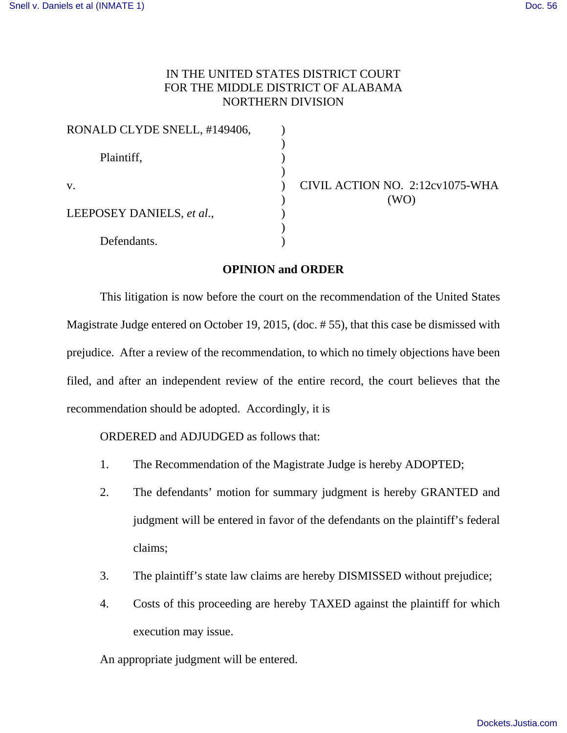IN THE UNITED STATES DISTRICT COURT
FOR THE MIDDLE DISTRICT OF ALABAMA
NORTHERN DIVISION

| | | |
|---|---|---|
| RONALD CLYDE SNELL, #149406, | ) | |
| | ) | |
| Plaintiff, | ) | |
| | ) | |
| v. | ) | CIVIL ACTION NO. 2:12cv1075-WHA |
| | ) | (WO) |
| LEEPOSEY DANIELS, *et al*., | ) | |
| | ) | |
| Defendants. | ) | |

**OPINION and ORDER**

This litigation is now before the court on the recommendation of the United States Magistrate Judge entered on October 19, 2015, (doc. # 55), that this case be dismissed with prejudice. After a review of the recommendation, to which no timely objections have been filed, and after an independent review of the entire record, the court believes that the recommendation should be adopted. Accordingly, it is

ORDERED and ADJUDGED as follows that:

1. The Recommendation of the Magistrate Judge is hereby ADOPTED;
2. The defendants' motion for summary judgment is hereby GRANTED and judgment will be entered in favor of the defendants on the plaintiff's federal claims;
3. The plaintiff's state law claims are hereby DISMISSED without prejudice;
4. Costs of this proceeding are hereby TAXED against the plaintiff for which execution may issue.

An appropriate judgment will be entered.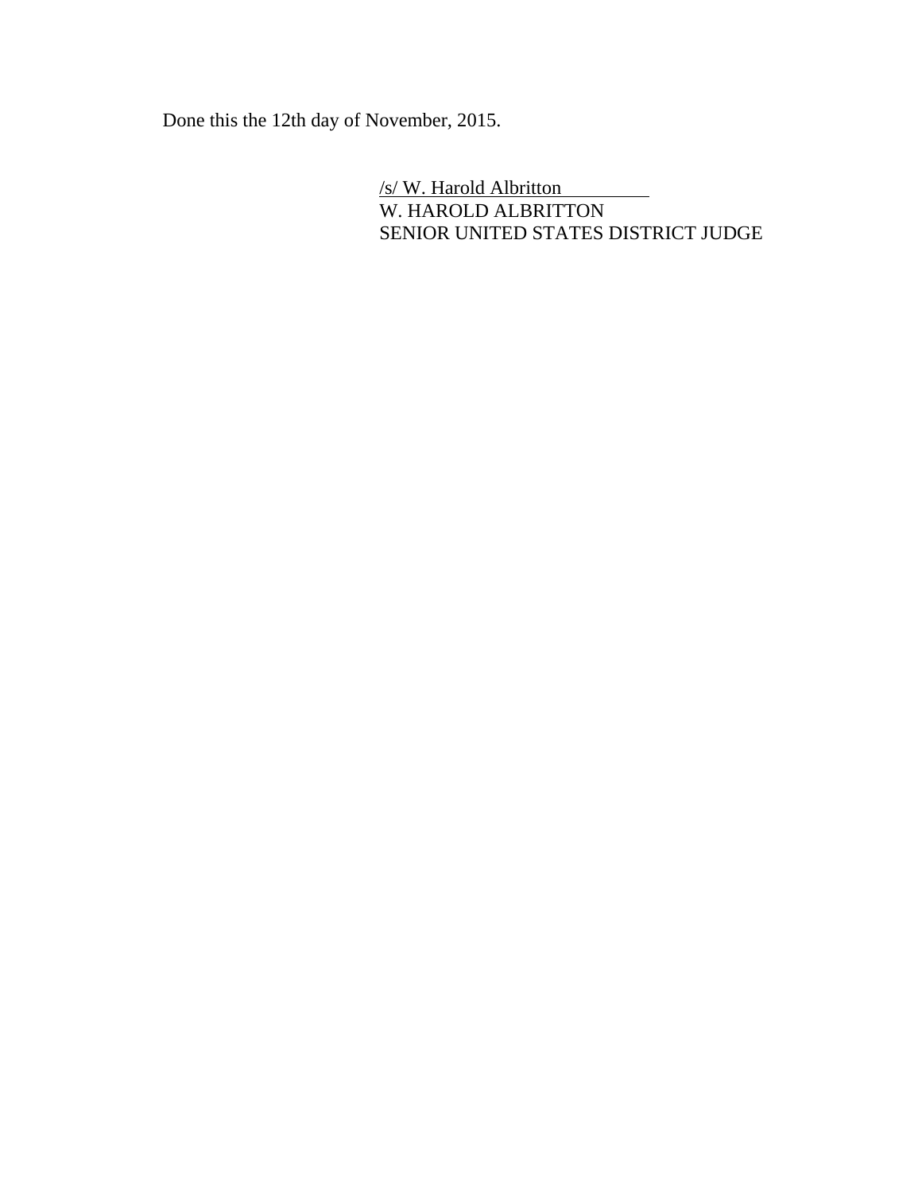Done this the 12th day of November, 2015.

/s/ W. Harold Albritton
W. HAROLD ALBRITTON
SENIOR UNITED STATES DISTRICT JUDGE